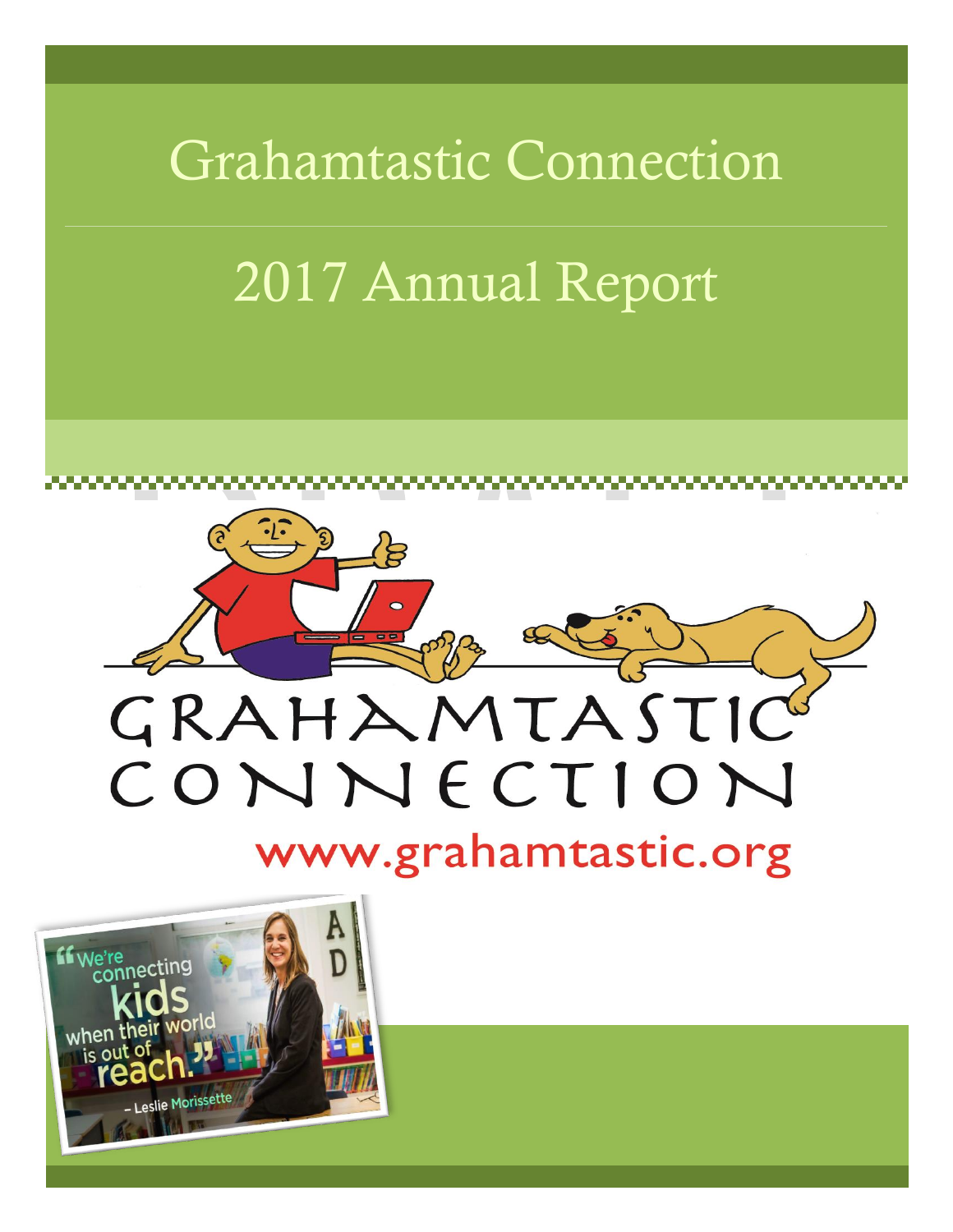# Grahamtastic Connection

## 2017 Annual Report

GRAHAMTASTIC CONNECTION

www.grahamtastic.org

"We're connecting kids when their world is out of reach." – Leslie Morissette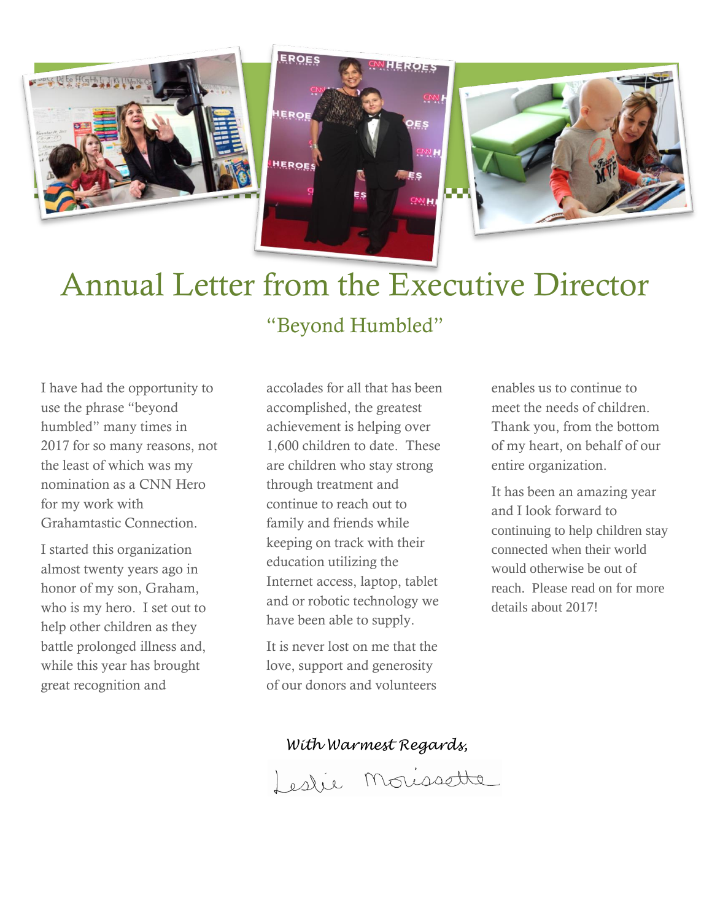# Annual Letter from the Executive Director

## "Beyond Humbled"

I have had the opportunity to use the phrase "beyond humbled" many times in 2017 for so many reasons, not the least of which was my nomination as a CNN Hero for my work with Grahamtastic Connection.

I started this organization almost twenty years ago in honor of my son, Graham, who is my hero. I set out to help other children as they battle prolonged illness and, while this year has brought great recognition and accolades for all that has been accomplished, the greatest achievement is helping over 1,600 children to date. These are children who stay strong through treatment and continue to reach out to family and friends while keeping on track with their education utilizing the Internet access, laptop, tablet and or robotic technology we have been able to supply.

It is never lost on me that the love, support and generosity of our donors and volunteers enables us to continue to meet the needs of children. Thank you, from the bottom of my heart, on behalf of our entire organization.

It has been an amazing year and I look forward to continuing to help children stay connected when their world would otherwise be out of reach. Please read on for more details about 2017!

*With Warmest Regards,*

Leslie Morissette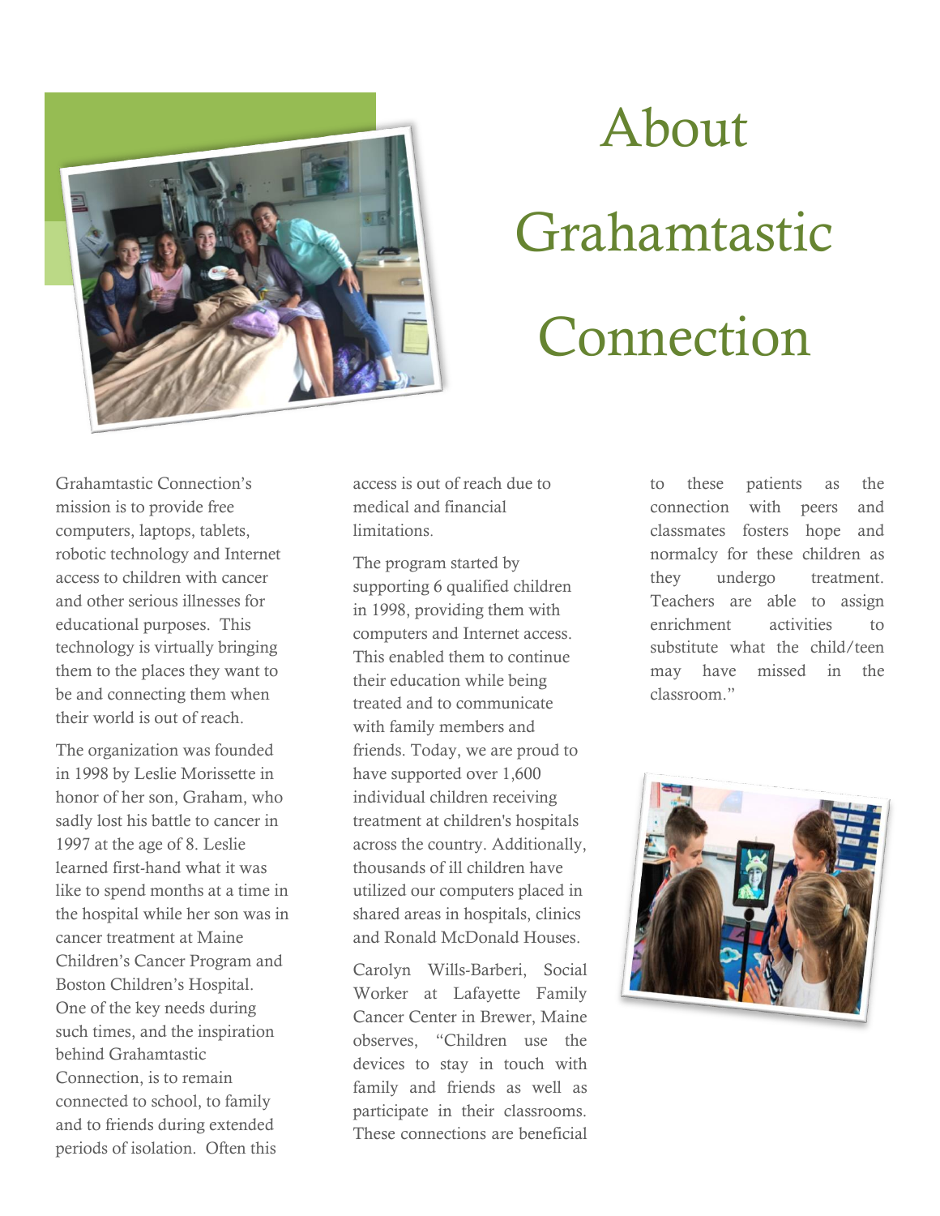# About Grahamtastic Connection

Grahamtastic Connection's mission is to provide free computers, laptops, tablets, robotic technology and Internet access to children with cancer and other serious illnesses for educational purposes. This technology is virtually bringing them to the places they want to be and connecting them when their world is out of reach.

The organization was founded in 1998 by Leslie Morissette in honor of her son, Graham, who sadly lost his battle to cancer in 1997 at the age of 8. Leslie learned first-hand what it was like to spend months at a time in the hospital while her son was in cancer treatment at Maine Children's Cancer Program and Boston Children's Hospital. One of the key needs during such times, and the inspiration behind Grahamtastic Connection, is to remain connected to school, to family and to friends during extended periods of isolation. Often this access is out of reach due to medical and financial limitations.

The program started by supporting 6 qualified children in 1998, providing them with computers and Internet access. This enabled them to continue their education while being treated and to communicate with family members and friends. Today, we are proud to have supported over 1,600 individual children receiving treatment at children's hospitals across the country. Additionally, thousands of ill children have utilized our computers placed in shared areas in hospitals, clinics and Ronald McDonald Houses.

Carolyn Wills-Barberi, Social Worker at Lafayette Family Cancer Center in Brewer, Maine observes, "Children use the devices to stay in touch with family and friends as well as participate in their classrooms. These connections are beneficial to these patients as the connection with peers and classmates fosters hope and normalcy for these children as they undergo treatment. Teachers are able to assign enrichment activities to substitute what the child/teen may have missed in the classroom."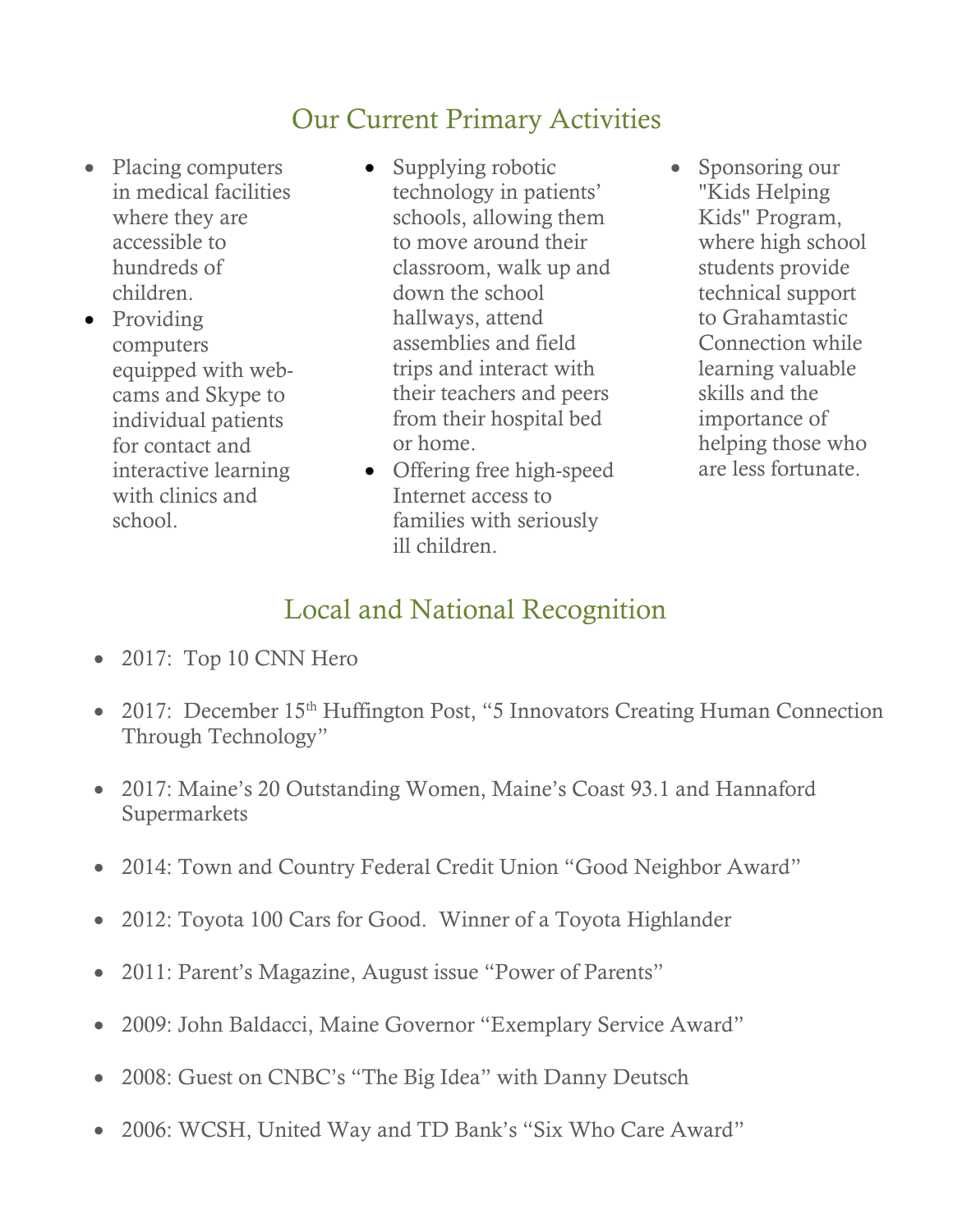## Our Current Primary Activities

- Placing computers in medical facilities where they are accessible to hundreds of children.
- Providing computers equipped with web-cams and Skype to individual patients for contact and interactive learning with clinics and school.
- Supplying robotic technology in patients' schools, allowing them to move around their classroom, walk up and down the school hallways, attend assemblies and field trips and interact with their teachers and peers from their hospital bed or home.
- Offering free high-speed Internet access to families with seriously ill children.
- Sponsoring our "Kids Helping Kids" Program, where high school students provide technical support to Grahamtastic Connection while learning valuable skills and the importance of helping those who are less fortunate.

## Local and National Recognition

- 2017: Top 10 CNN Hero
- 2017: December 15th Huffington Post, "5 Innovators Creating Human Connection Through Technology"
- 2017: Maine's 20 Outstanding Women, Maine's Coast 93.1 and Hannaford Supermarkets
- 2014: Town and Country Federal Credit Union "Good Neighbor Award"
- 2012: Toyota 100 Cars for Good. Winner of a Toyota Highlander
- 2011: Parent's Magazine, August issue "Power of Parents"
- 2009: John Baldacci, Maine Governor "Exemplary Service Award"
- 2008: Guest on CNBC's "The Big Idea" with Danny Deutsch
- 2006: WCSH, United Way and TD Bank's "Six Who Care Award"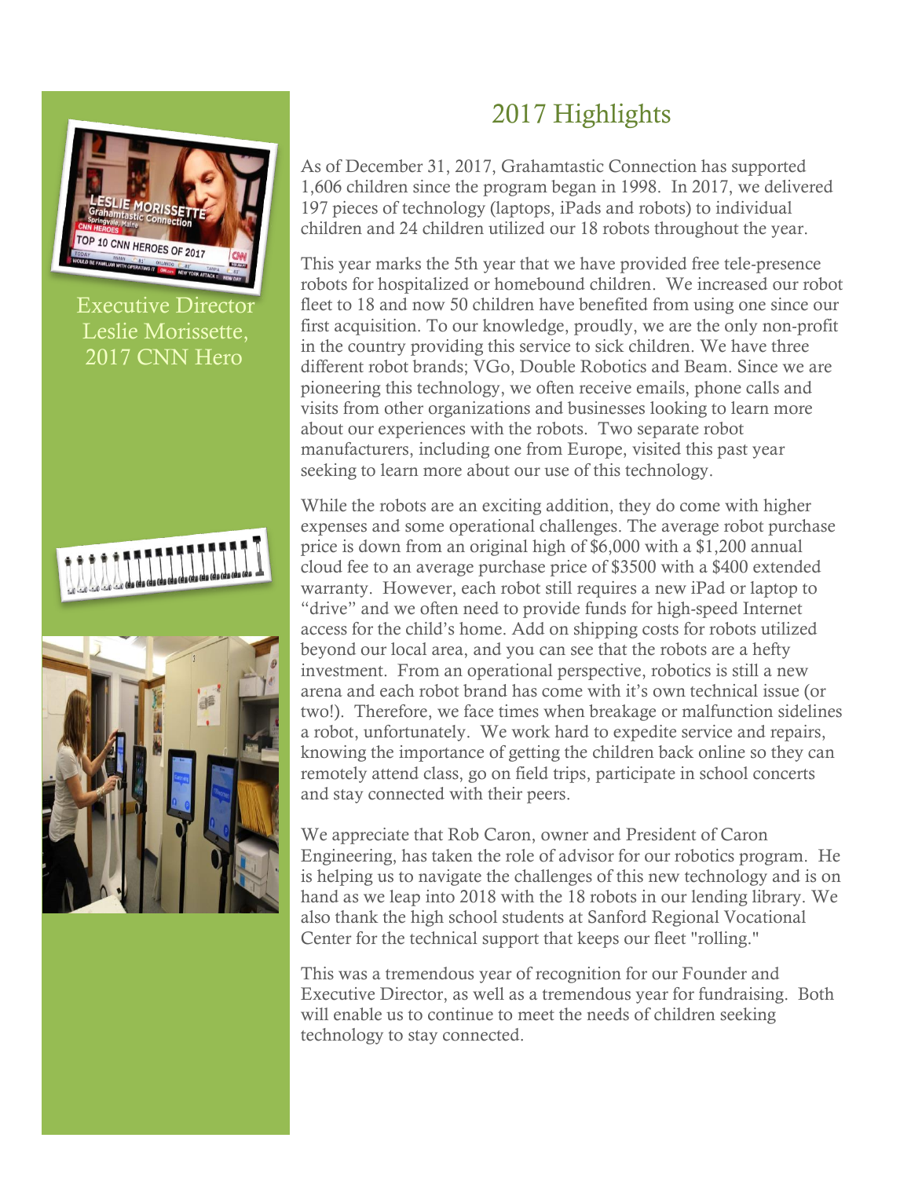Executive Director Leslie Morissette, 2017 CNN Hero

# 2017 Highlights

As of December 31, 2017, Grahamtastic Connection has supported 1,606 children since the program began in 1998. In 2017, we delivered 197 pieces of technology (laptops, iPads and robots) to individual children and 24 children utilized our 18 robots throughout the year.

This year marks the 5th year that we have provided free tele-presence robots for hospitalized or homebound children. We increased our robot fleet to 18 and now 50 children have benefited from using one since our first acquisition. To our knowledge, proudly, we are the only non-profit in the country providing this service to sick children. We have three different robot brands; VGo, Double Robotics and Beam. Since we are pioneering this technology, we often receive emails, phone calls and visits from other organizations and businesses looking to learn more about our experiences with the robots. Two separate robot manufacturers, including one from Europe, visited this past year seeking to learn more about our use of this technology.

While the robots are an exciting addition, they do come with higher expenses and some operational challenges. The average robot purchase price is down from an original high of $6,000 with a $1,200 annual cloud fee to an average purchase price of $3500 with a $400 extended warranty. However, each robot still requires a new iPad or laptop to "drive" and we often need to provide funds for high-speed Internet access for the child's home. Add on shipping costs for robots utilized beyond our local area, and you can see that the robots are a hefty investment. From an operational perspective, robotics is still a new arena and each robot brand has come with it's own technical issue (or two!). Therefore, we face times when breakage or malfunction sidelines a robot, unfortunately. We work hard to expedite service and repairs, knowing the importance of getting the children back online so they can remotely attend class, go on field trips, participate in school concerts and stay connected with their peers.

We appreciate that Rob Caron, owner and President of Caron Engineering, has taken the role of advisor for our robotics program. He is helping us to navigate the challenges of this new technology and is on hand as we leap into 2018 with the 18 robots in our lending library. We also thank the high school students at Sanford Regional Vocational Center for the technical support that keeps our fleet "rolling."

This was a tremendous year of recognition for our Founder and Executive Director, as well as a tremendous year for fundraising. Both will enable us to continue to meet the needs of children seeking technology to stay connected.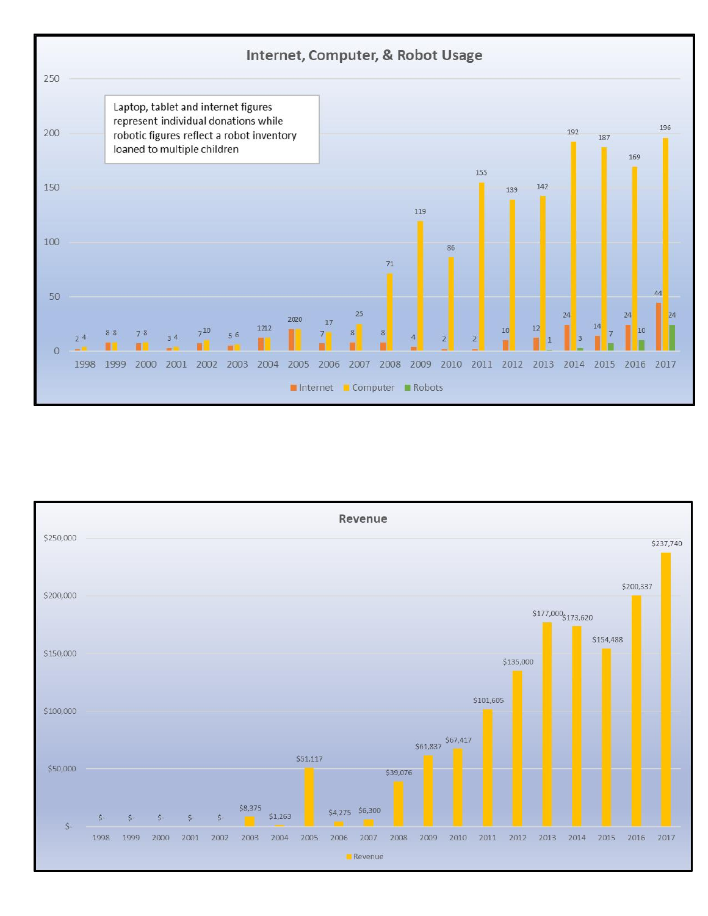## Internet, Computer, & Robot Usage

Laptop, tablet and internet figures represent individual donations while robotic figures reflect a robot inventory loaned to multiple children

| Year | Internet | Computer | Robots |
|---|---|---|---|
| 1998 | 2 | 4 | |
| 1999 | 8 | 8 | |
| 2000 | 7 | 8 | |
| 2001 | 3 | 4 | |
| 2002 | 7 | 10 | |
| 2003 | 5 | 6 | |
| 2004 | 12 | 12 | |
| 2005 | 20 | 20 | |
| 2006 | 7 | 17 | |
| 2007 | 8 | 25 | |
| 2008 | 8 | 71 | |
| 2009 | 4 | 119 | |
| 2010 | 2 | 86 | |
| 2011 | 2 | 155 | |
| 2012 | 10 | 139 | |
| 2013 | 12 | 142 | 1 |
| 2014 | 24 | 192 | 3 |
| 2015 | 14 | 187 | 7 |
| 2016 | 24 | 169 | 10 |
| 2017 | 44 | 196 | 24 |

## Revenue

| Year | Revenue |
|---|---|
| 1998 | $- |
| 1999 | $- |
| 2000 | $- |
| 2001 | $- |
| 2002 | $- |
| 2003 | $8,375 |
| 2004 | $1,263 |
| 2005 | $51,117 |
| 2006 | $4,275 |
| 2007 | $6,300 |
| 2008 | $39,076 |
| 2009 | $61,837 |
| 2010 | $67,417 |
| 2011 | $101,605 |
| 2012 | $135,000 |
| 2013 | $177,000 |
| 2014 | $173,620 |
| 2015 | $154,488 |
| 2016 | $200,337 |
| 2017 | $237,740 |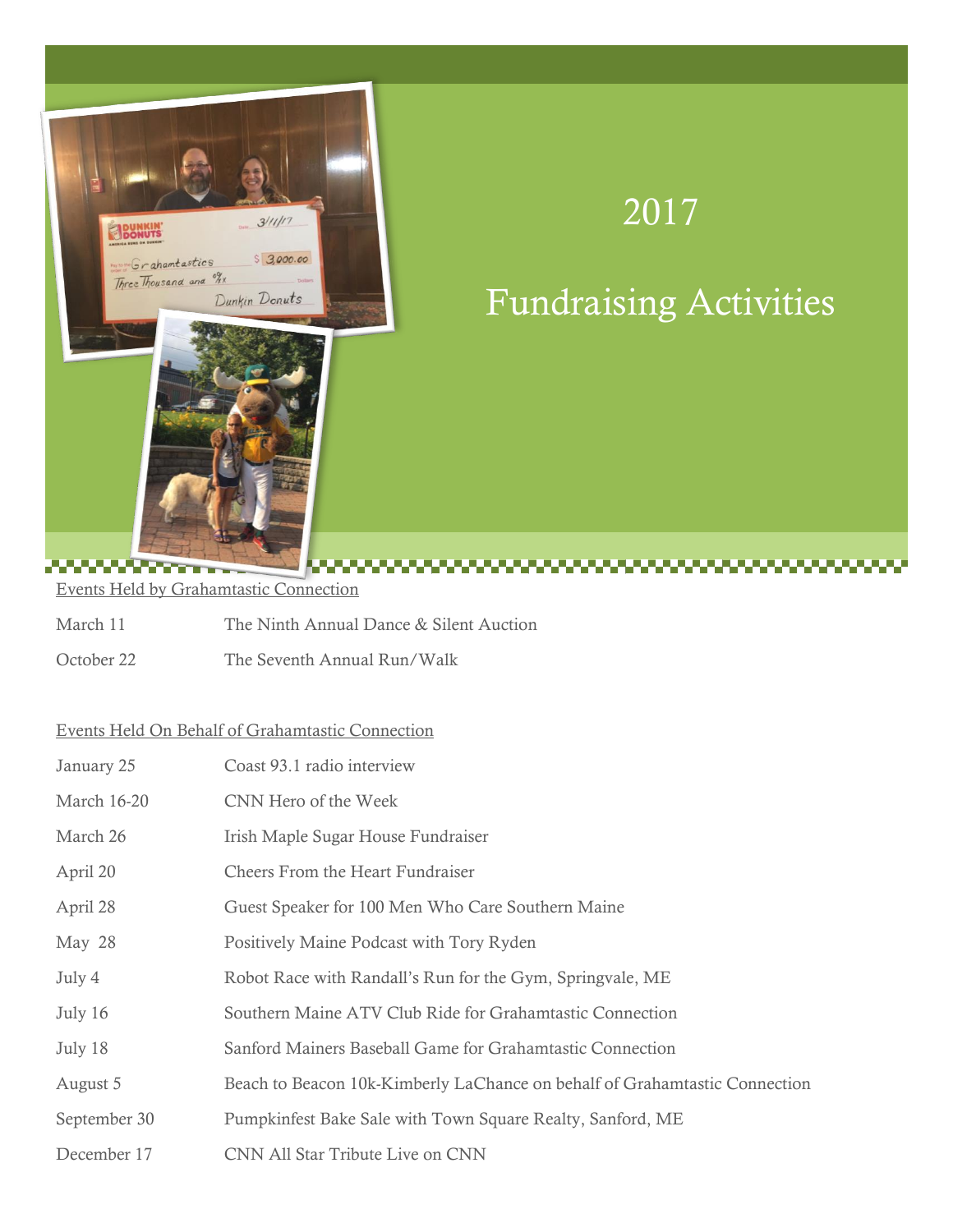# 2017

# Fundraising Activities

Events Held by Grahamtastic Connection

| | |
|---|---|
| March 11 | The Ninth Annual Dance & Silent Auction |
| October 22 | The Seventh Annual Run/Walk |

Events Held On Behalf of Grahamtastic Connection

| | |
|---|---|
| January 25 | Coast 93.1 radio interview |
| March 16-20 | CNN Hero of the Week |
| March 26 | Irish Maple Sugar House Fundraiser |
| April 20 | Cheers From the Heart Fundraiser |
| April 28 | Guest Speaker for 100 Men Who Care Southern Maine |
| May 28 | Positively Maine Podcast with Tory Ryden |
| July 4 | Robot Race with Randall's Run for the Gym, Springvale, ME |
| July 16 | Southern Maine ATV Club Ride for Grahamtastic Connection |
| July 18 | Sanford Mainers Baseball Game for Grahamtastic Connection |
| August 5 | Beach to Beacon 10k-Kimberly LaChance on behalf of Grahamtastic Connection |
| September 30 | Pumpkinfest Bake Sale with Town Square Realty, Sanford, ME |
| December 17 | CNN All Star Tribute Live on CNN |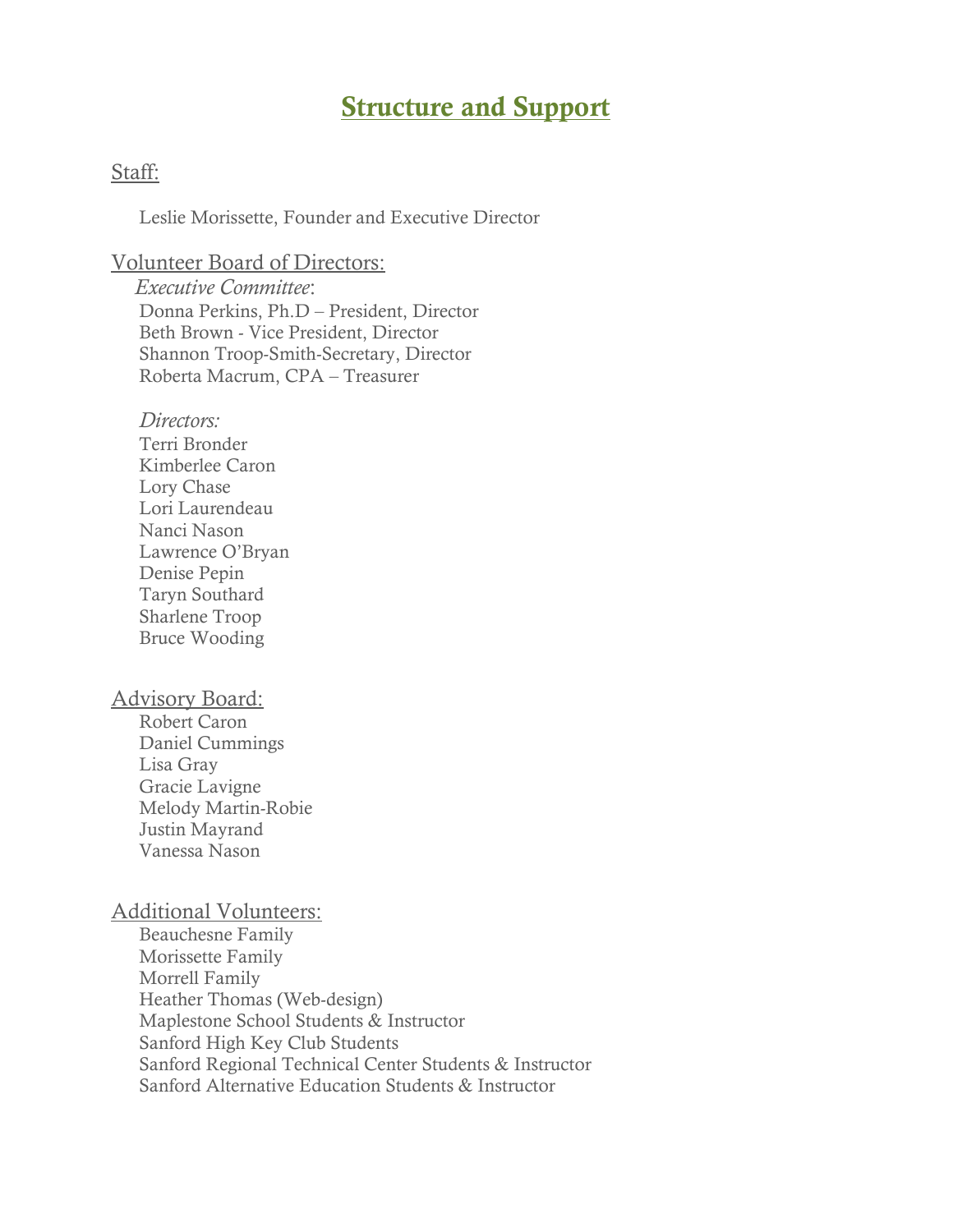# Structure and Support

## Staff:

Leslie Morissette, Founder and Executive Director

## Volunteer Board of Directors:

*Executive Committee*:

Donna Perkins, Ph.D – President, Director
Beth Brown - Vice President, Director
Shannon Troop-Smith-Secretary, Director
Roberta Macrum, CPA – Treasurer

*Directors:*

Terri Bronder
Kimberlee Caron
Lory Chase
Lori Laurendeau
Nanci Nason
Lawrence O'Bryan
Denise Pepin
Taryn Southard
Sharlene Troop
Bruce Wooding

## Advisory Board:

Robert Caron
Daniel Cummings
Lisa Gray
Gracie Lavigne
Melody Martin-Robie
Justin Mayrand
Vanessa Nason

## Additional Volunteers:

Beauchesne Family
Morissette Family
Morrell Family
Heather Thomas (Web-design)
Maplestone School Students & Instructor
Sanford High Key Club Students
Sanford Regional Technical Center Students & Instructor
Sanford Alternative Education Students & Instructor